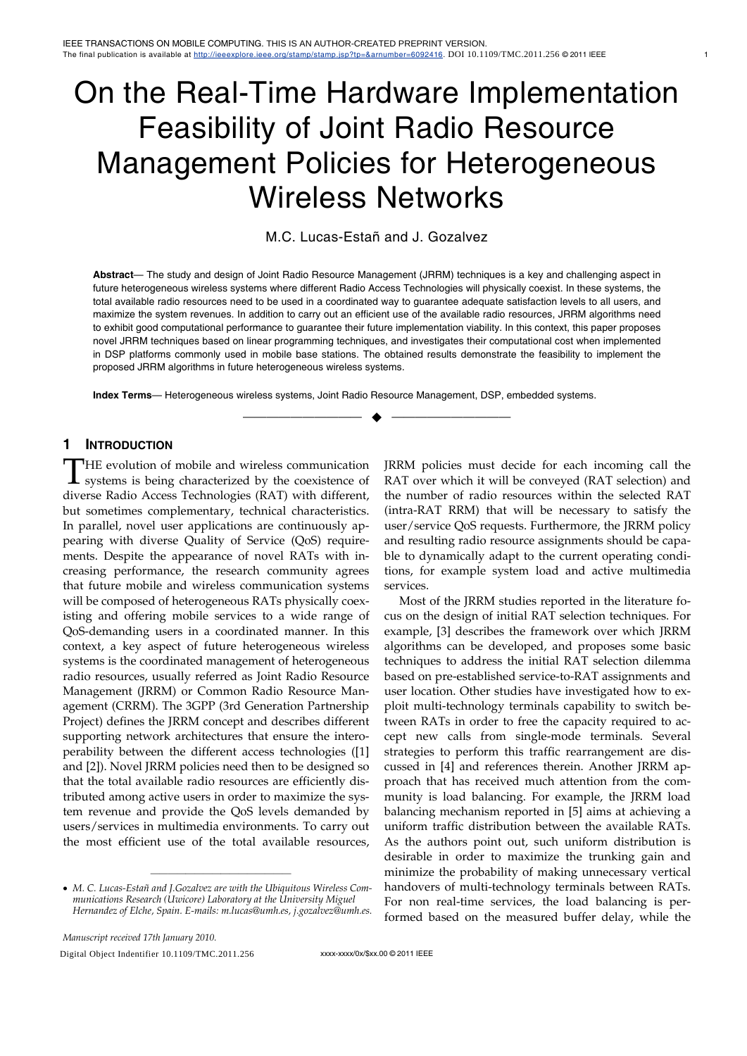# On the Real-Time Hardware Implementation Feasibility of Joint Radio Resource Management Policies for Heterogeneous Wireless Networks

M.C. Lucas-Estañ and J. Gozalvez

**Abstract**— The study and design of Joint Radio Resource Management (JRRM) techniques is a key and challenging aspect in future heterogeneous wireless systems where different Radio Access Technologies will physically coexist. In these systems, the total available radio resources need to be used in a coordinated way to guarantee adequate satisfaction levels to all users, and maximize the system revenues. In addition to carry out an efficient use of the available radio resources, JRRM algorithms need to exhibit good computational performance to guarantee their future implementation viability. In this context, this paper proposes novel JRRM techniques based on linear programming techniques, and investigates their computational cost when implemented in DSP platforms commonly used in mobile base stations. The obtained results demonstrate the feasibility to implement the proposed JRRM algorithms in future heterogeneous wireless systems.

**Index Terms**— Heterogeneous wireless systems, Joint Radio Resource Management, DSP, embedded systems.

## 1 Introduction

THE evolution of mobile and wireless communication systems is being characterized by the coexistence of diverse Radio Access Technologies (RAT) with different, but sometimes complementary, technical characteristics. In parallel, novel user applications are continuously appearing with diverse Quality of Service (QoS) requirements. Despite the appearance of novel RATs with increasing performance, the research community agrees that future mobile and wireless communication systems will be composed of heterogeneous RATs physically coexisting and offering mobile services to a wide range of QoS-demanding users in a coordinated manner. In this context, a key aspect of future heterogeneous wireless systems is the coordinated management of heterogeneous radio resources, usually referred as Joint Radio Resource Management (JRRM) or Common Radio Resource Management (CRRM). The 3GPP (3rd Generation Partnership Project) defines the JRRM concept and describes different supporting network architectures that ensure the interoperability between the different access technologies ([1] and [2]). Novel JRRM policies need then to be designed so that the total available radio resources are efficiently distributed among active users in order to maximize the system revenue and provide the QoS levels demanded by users/services in multimedia environments. To carry out the most efficient use of the total available resources, JRRM policies must decide for each incoming call the RAT over which it will be conveyed (RAT selection) and the number of radio resources within the selected RAT (intra-RAT RRM) that will be necessary to satisfy the user/service QoS requests. Furthermore, the JRRM policy and resulting radio resource assignments should be capable to dynamically adapt to the current operating conditions, for example system load and active multimedia services.

Most of the JRRM studies reported in the literature focus on the design of initial RAT selection techniques. For example, [3] describes the framework over which JRRM algorithms can be developed, and proposes some basic techniques to address the initial RAT selection dilemma based on pre-established service-to-RAT assignments and user location. Other studies have investigated how to exploit multi-technology terminals capability to switch between RATs in order to free the capacity required to accept new calls from single-mode terminals. Several strategies to perform this traffic rearrangement are discussed in [4] and references therein. Another JRRM approach that has received much attention from the community is load balancing. For example, the JRRM load balancing mechanism reported in [5] aims at achieving a uniform traffic distribution between the available RATs. As the authors point out, such uniform distribution is desirable in order to maximize the trunking gain and minimize the probability of making unnecessary vertical handovers of multi-technology terminals between RATs. For non real-time services, the load balancing is performed based on the measured buffer delay, while the

- *M. C. Lucas-Estañ and J.Gozalvez are with the Ubiquitous Wireless Communications Research (Uwicore) Laboratory at the University Miguel Hernandez of Elche, Spain. E-mails: m.lucas@umh.es, j.gozalvez@umh.es.*

*Manuscript received 17th January 2010.*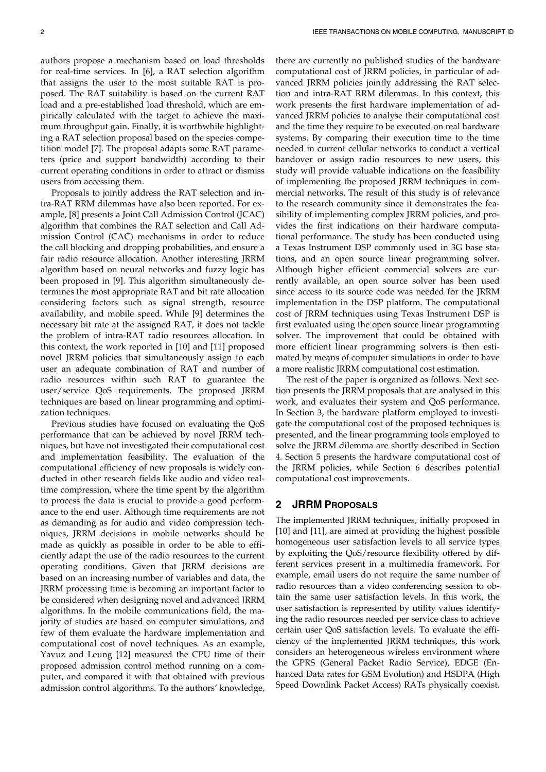authors propose a mechanism based on load thresholds for real-time services. In [6], a RAT selection algorithm that assigns the user to the most suitable RAT is proposed. The RAT suitability is based on the current RAT load and a pre-established load threshold, which are empirically calculated with the target to achieve the maximum throughput gain. Finally, it is worthwhile highlighting a RAT selection proposal based on the species competition model [7]. The proposal adapts some RAT parameters (price and support bandwidth) according to their current operating conditions in order to attract or dismiss users from accessing them.

Proposals to jointly address the RAT selection and intra-RAT RRM dilemmas have also been reported. For example, [8] presents a Joint Call Admission Control (JCAC) algorithm that combines the RAT selection and Call Admission Control (CAC) mechanisms in order to reduce the call blocking and dropping probabilities, and ensure a fair radio resource allocation. Another interesting JRRM algorithm based on neural networks and fuzzy logic has been proposed in [9]. This algorithm simultaneously determines the most appropriate RAT and bit rate allocation considering factors such as signal strength, resource availability, and mobile speed. While [9] determines the necessary bit rate at the assigned RAT, it does not tackle the problem of intra-RAT radio resources allocation. In this context, the work reported in [10] and [11] proposed novel JRRM policies that simultaneously assign to each user an adequate combination of RAT and number of radio resources within such RAT to guarantee the user/service QoS requirements. The proposed JRRM techniques are based on linear programming and optimization techniques.

Previous studies have focused on evaluating the QoS performance that can be achieved by novel JRRM techniques, but have not investigated their computational cost and implementation feasibility. The evaluation of the computational efficiency of new proposals is widely conducted in other research fields like audio and video real-time compression, where the time spent by the algorithm to process the data is crucial to provide a good performance to the end user. Although time requirements are not as demanding as for audio and video compression techniques, JRRM decisions in mobile networks should be made as quickly as possible in order to be able to efficiently adapt the use of the radio resources to the current operating conditions. Given that JRRM decisions are based on an increasing number of variables and data, the JRRM processing time is becoming an important factor to be considered when designing novel and advanced JRRM algorithms. In the mobile communications field, the majority of studies are based on computer simulations, and few of them evaluate the hardware implementation and computational cost of novel techniques. As an example, Yavuz and Leung [12] measured the CPU time of their proposed admission control method running on a computer, and compared it with that obtained with previous admission control algorithms. To the authors' knowledge, there are currently no published studies of the hardware computational cost of JRRM policies, in particular of advanced JRRM policies jointly addressing the RAT selection and intra-RAT RRM dilemmas. In this context, this work presents the first hardware implementation of advanced JRRM policies to analyse their computational cost and the time they require to be executed on real hardware systems. By comparing their execution time to the time needed in current cellular networks to conduct a vertical handover or assign radio resources to new users, this study will provide valuable indications on the feasibility of implementing the proposed JRRM techniques in commercial networks. The result of this study is of relevance to the research community since it demonstrates the feasibility of implementing complex JRRM policies, and provides the first indications on their hardware computational performance. The study has been conducted using a Texas Instrument DSP commonly used in 3G base stations, and an open source linear programming solver. Although higher efficient commercial solvers are currently available, an open source solver has been used since access to its source code was needed for the JRRM implementation in the DSP platform. The computational cost of JRRM techniques using Texas Instrument DSP is first evaluated using the open source linear programming solver. The improvement that could be obtained with more efficient linear programming solvers is then estimated by means of computer simulations in order to have a more realistic JRRM computational cost estimation.

The rest of the paper is organized as follows. Next section presents the JRRM proposals that are analysed in this work, and evaluates their system and QoS performance. In Section 3, the hardware platform employed to investigate the computational cost of the proposed techniques is presented, and the linear programming tools employed to solve the JRRM dilemma are shortly described in Section 4. Section 5 presents the hardware computational cost of the JRRM policies, while Section 6 describes potential computational cost improvements.

## 2 JRRM Proposals

The implemented JRRM techniques, initially proposed in [10] and [11], are aimed at providing the highest possible homogeneous user satisfaction levels to all service types by exploiting the QoS/resource flexibility offered by different services present in a multimedia framework. For example, email users do not require the same number of radio resources than a video conferencing session to obtain the same user satisfaction levels. In this work, the user satisfaction is represented by utility values identifying the radio resources needed per service class to achieve certain user QoS satisfaction levels. To evaluate the efficiency of the implemented JRRM techniques, this work considers an heterogeneous wireless environment where the GPRS (General Packet Radio Service), EDGE (Enhanced Data rates for GSM Evolution) and HSDPA (High Speed Downlink Packet Access) RATs physically coexist.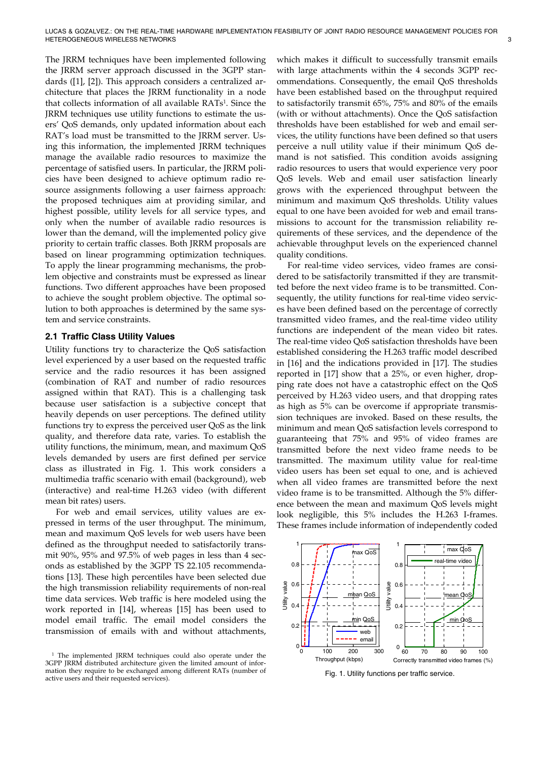The JRRM techniques have been implemented following the JRRM server approach discussed in the 3GPP standards ([1], [2]). This approach considers a centralized architecture that places the JRRM functionality in a node that collects information of all available RATs[1]. Since the JRRM techniques use utility functions to estimate the users' QoS demands, only updated information about each RAT's load must be transmitted to the JRRM server. Using this information, the implemented JRRM techniques manage the available radio resources to maximize the percentage of satisfied users. In particular, the JRRM policies have been designed to achieve optimum radio resource assignments following a user fairness approach: the proposed techniques aim at providing similar, and highest possible, utility levels for all service types, and only when the number of available radio resources is lower than the demand, will the implemented policy give priority to certain traffic classes. Both JRRM proposals are based on linear programming optimization techniques. To apply the linear programming mechanisms, the problem objective and constraints must be expressed as linear functions. Two different approaches have been proposed to achieve the sought problem objective. The optimal solution to both approaches is determined by the same system and service constraints.

## 2.1 Traffic Class Utility Values

Utility functions try to characterize the QoS satisfaction level experienced by a user based on the requested traffic service and the radio resources it has been assigned (combination of RAT and number of radio resources assigned within that RAT). This is a challenging task because user satisfaction is a subjective concept that heavily depends on user perceptions. The defined utility functions try to express the perceived user QoS as the link quality, and therefore data rate, varies. To establish the utility functions, the minimum, mean, and maximum QoS levels demanded by users are first defined per service class as illustrated in Fig. 1. This work considers a multimedia traffic scenario with email (background), web (interactive) and real-time H.263 video (with different mean bit rates) users.

For web and email services, utility values are expressed in terms of the user throughput. The minimum, mean and maximum QoS levels for web users have been defined as the throughput needed to satisfactorily transmit 90%, 95% and 97.5% of web pages in less than 4 seconds as established by the 3GPP TS 22.105 recommendations [13]. These high percentiles have been selected due the high transmission reliability requirements of non-real time data services. Web traffic is here modeled using the work reported in [14], whereas [15] has been used to model email traffic. The email model considers the transmission of emails with and without attachments, which makes it difficult to successfully transmit emails with large attachments within the 4 seconds 3GPP recommendations. Consequently, the email QoS thresholds have been established based on the throughput required to satisfactorily transmit 65%, 75% and 80% of the emails (with or without attachments). Once the QoS satisfaction thresholds have been established for web and email services, the utility functions have been defined so that users perceive a null utility value if their minimum QoS demand is not satisfied. This condition avoids assigning radio resources to users that would experience very poor QoS levels. Web and email user satisfaction linearly grows with the experienced throughput between the minimum and maximum QoS thresholds. Utility values equal to one have been avoided for web and email transmissions to account for the transmission reliability requirements of these services, and the dependence of the achievable throughput levels on the experienced channel quality conditions.

For real-time video services, video frames are considered to be satisfactorily transmitted if they are transmitted before the next video frame is to be transmitted. Consequently, the utility functions for real-time video services have been defined based on the percentage of correctly transmitted video frames, and the real-time video utility functions are independent of the mean video bit rates. The real-time video QoS satisfaction thresholds have been established considering the H.263 traffic model described in [16] and the indications provided in [17]. The studies reported in [17] show that a 25%, or even higher, dropping rate does not have a catastrophic effect on the QoS perceived by H.263 video users, and that dropping rates as high as 5% can be overcome if appropriate transmission techniques are invoked. Based on these results, the minimum and mean QoS satisfaction levels correspond to guaranteeing that 75% and 95% of video frames are transmitted before the next video frame needs to be transmitted. The maximum utility value for real-time video users has been set equal to one, and is achieved when all video frames are transmitted before the next video frame is to be transmitted. Although the 5% difference between the mean and maximum QoS levels might look negligible, this 5% includes the H.263 I-frames. These frames include information of independently coded

Utility value
1
0.8
0.6
0.4
0.2
0
0 100 200 300
Throughput (kbps)
max QoS
mean QoS
min QoS
web
email

Utility value
1
0.8
0.6
0.4
0.2
0
60 70 80 90 100
Correctly transmitted video frames (%)
max QoS
real-time video
mean QoS
min QoS

Fig. 1. Utility functions per traffic service.

[1] The implemented JRRM techniques could also operate under the 3GPP JRRM distributed architecture given the limited amount of information they require to be exchanged among different RATs (number of active users and their requested services).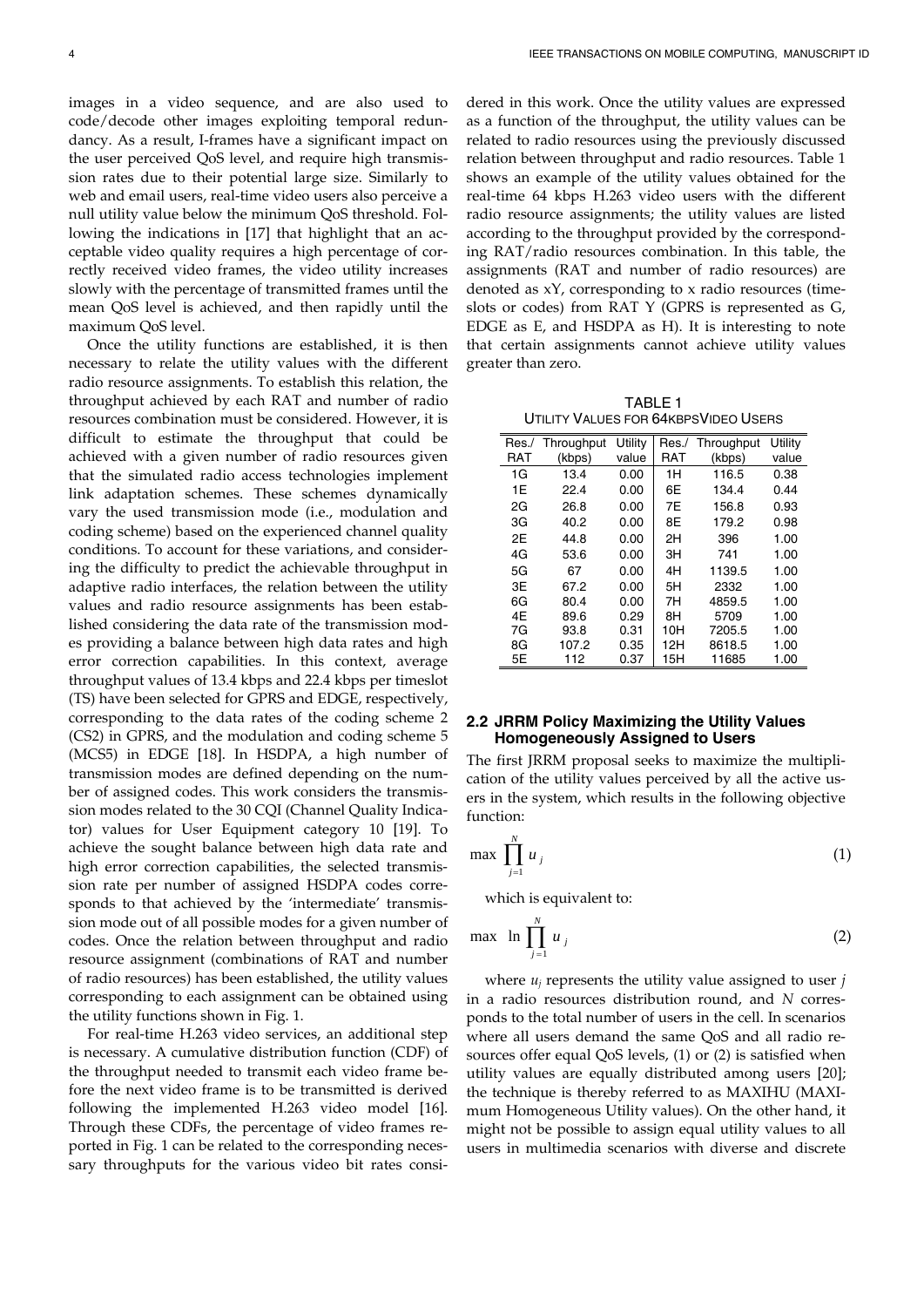images in a video sequence, and are also used to code/decode other images exploiting temporal redundancy. As a result, I-frames have a significant impact on the user perceived QoS level, and require high transmission rates due to their potential large size. Similarly to web and email users, real-time video users also perceive a null utility value below the minimum QoS threshold. Following the indications in [17] that highlight that an acceptable video quality requires a high percentage of correctly received video frames, the video utility increases slowly with the percentage of transmitted frames until the mean QoS level is achieved, and then rapidly until the maximum QoS level.

Once the utility functions are established, it is then necessary to relate the utility values with the different radio resource assignments. To establish this relation, the throughput achieved by each RAT and number of radio resources combination must be considered. However, it is difficult to estimate the throughput that could be achieved with a given number of radio resources given that the simulated radio access technologies implement link adaptation schemes. These schemes dynamically vary the used transmission mode (i.e., modulation and coding scheme) based on the experienced channel quality conditions. To account for these variations, and considering the difficulty to predict the achievable throughput in adaptive radio interfaces, the relation between the utility values and radio resource assignments has been established considering the data rate of the transmission modes providing a balance between high data rates and high error correction capabilities. In this context, average throughput values of 13.4 kbps and 22.4 kbps per timeslot (TS) have been selected for GPRS and EDGE, respectively, corresponding to the data rates of the coding scheme 2 (CS2) in GPRS, and the modulation and coding scheme 5 (MCS5) in EDGE [18]. In HSDPA, a high number of transmission modes are defined depending on the number of assigned codes. This work considers the transmission modes related to the 30 CQI (Channel Quality Indicator) values for User Equipment category 10 [19]. To achieve the sought balance between high data rate and high error correction capabilities, the selected transmission rate per number of assigned HSDPA codes corresponds to that achieved by the 'intermediate' transmission mode out of all possible modes for a given number of codes. Once the relation between throughput and radio resource assignment (combinations of RAT and number of radio resources) has been established, the utility values corresponding to each assignment can be obtained using the utility functions shown in Fig. 1.

For real-time H.263 video services, an additional step is necessary. A cumulative distribution function (CDF) of the throughput needed to transmit each video frame before the next video frame is to be transmitted is derived following the implemented H.263 video model [16]. Through these CDFs, the percentage of video frames reported in Fig. 1 can be related to the corresponding necessary throughputs for the various video bit rates considered in this work. Once the utility values are expressed as a function of the throughput, the utility values can be related to radio resources using the previously discussed relation between throughput and radio resources. Table 1 shows an example of the utility values obtained for the real-time 64 kbps H.263 video users with the different radio resource assignments; the utility values are listed according to the throughput provided by the corresponding RAT/radio resources combination. In this table, the assignments (RAT and number of radio resources) are denoted as xY, corresponding to x radio resources (timeslots or codes) from RAT Y (GPRS is represented as G, EDGE as E, and HSDPA as H). It is interesting to note that certain assignments cannot achieve utility values greater than zero.

TABLE 1
UTILITY VALUES FOR 64KBPS VIDEO USERS

| Res./ RAT | Throughput (kbps) | Utility value | Res./ RAT | Throughput (kbps) | Utility value |
|---|---|---|---|---|---|
| 1G | 13.4 | 0.00 | 1H | 116.5 | 0.38 |
| 1E | 22.4 | 0.00 | 6E | 134.4 | 0.44 |
| 2G | 26.8 | 0.00 | 7E | 156.8 | 0.93 |
| 3G | 40.2 | 0.00 | 8E | 179.2 | 0.98 |
| 2E | 44.8 | 0.00 | 2H | 396 | 1.00 |
| 4G | 53.6 | 0.00 | 3H | 741 | 1.00 |
| 5G | 67 | 0.00 | 4H | 1139.5 | 1.00 |
| 3E | 67.2 | 0.00 | 5H | 2332 | 1.00 |
| 6G | 80.4 | 0.00 | 7H | 4859.5 | 1.00 |
| 4E | 89.6 | 0.29 | 8H | 5709 | 1.00 |
| 7G | 93.8 | 0.31 | 10H | 7205.5 | 1.00 |
| 8G | 107.2 | 0.35 | 12H | 8618.5 | 1.00 |
| 5E | 112 | 0.37 | 15H | 11685 | 1.00 |

### 2.2 JRRM Policy Maximizing the Utility Values Homogeneously Assigned to Users

The first JRRM proposal seeks to maximize the multiplication of the utility values perceived by all the active users in the system, which results in the following objective function:

$$\max \prod_{j=1}^{N} u_j \tag{1}$$

which is equivalent to:

$$\max \ \ln \prod_{j=1}^{N} u_j \tag{2}$$

where $u_j$ represents the utility value assigned to user $j$ in a radio resources distribution round, and $N$ corresponds to the total number of users in the cell. In scenarios where all users demand the same QoS and all radio resources offer equal QoS levels, (1) or (2) is satisfied when utility values are equally distributed among users [20]; the technique is thereby referred to as MAXIHU (MAXImum Homogeneous Utility values). On the other hand, it might not be possible to assign equal utility values to all users in multimedia scenarios with diverse and discrete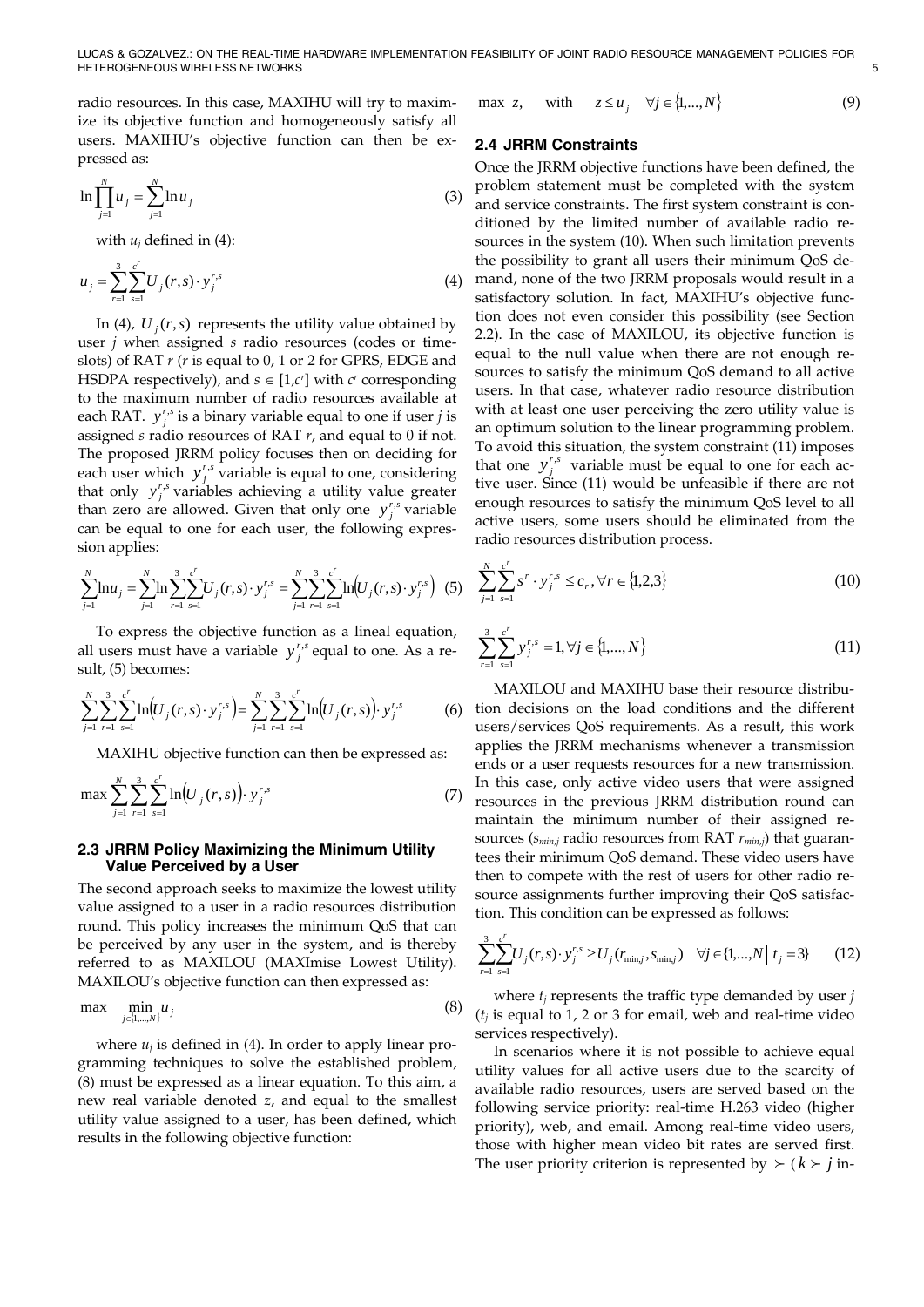radio resources. In this case, MAXIHU will try to maximize its objective function and homogeneously satisfy all users. MAXIHU's objective function can then be expressed as:

$$\ln \prod_{j=1}^{N} u_j = \sum_{j=1}^{N} \ln u_j \tag{3}$$

with $u_j$ defined in (4):

$$u_j = \sum_{r=1}^{3} \sum_{s=1}^{c^r} U_j(r,s) \cdot y_j^{r,s} \tag{4}$$

In (4), $U_j(r,s)$ represents the utility value obtained by user $j$ when assigned $s$ radio resources (codes or timeslots) of RAT $r$ ($r$ is equal to 0, 1 or 2 for GPRS, EDGE and HSDPA respectively), and $s \in [1,c^r]$ with $c^r$ corresponding to the maximum number of radio resources available at each RAT. $y_j^{r,s}$ is a binary variable equal to one if user $j$ is assigned $s$ radio resources of RAT $r$, and equal to 0 if not. The proposed JRRM policy focuses then on deciding for each user which $y_j^{r,s}$ variable is equal to one, considering that only $y_j^{r,s}$ variables achieving a utility value greater than zero are allowed. Given that only one $y_j^{r,s}$ variable can be equal to one for each user, the following expression applies:

$$\sum_{j=1}^{N} \ln u_j = \sum_{j=1}^{N} \ln \sum_{r=1}^{3} \sum_{s=1}^{c^r} U_j(r,s) \cdot y_j^{r,s} = \sum_{j=1}^{N} \sum_{r=1}^{3} \sum_{s=1}^{c^r} \ln\left(U_j(r,s) \cdot y_j^{r,s}\right) \tag{5}$$

To express the objective function as a lineal equation, all users must have a variable $y_j^{r,s}$ equal to one. As a result, (5) becomes:

$$\sum_{j=1}^{N} \sum_{r=1}^{3} \sum_{s=1}^{c^r} \ln\left(U_j(r,s) \cdot y_j^{r,s}\right) = \sum_{j=1}^{N} \sum_{r=1}^{3} \sum_{s=1}^{c^r} \ln\left(U_j(r,s)\right) \cdot y_j^{r,s} \tag{6}$$

MAXIHU objective function can then be expressed as:

$$\max \sum_{j=1}^{N} \sum_{r=1}^{3} \sum_{s=1}^{c^r} \ln\left(U_j(r,s)\right) \cdot y_j^{r,s} \tag{7}$$

### 2.3 JRRM Policy Maximizing the Minimum Utility Value Perceived by a User

The second approach seeks to maximize the lowest utility value assigned to a user in a radio resources distribution round. This policy increases the minimum QoS that can be perceived by any user in the system, and is thereby referred to as MAXILOU (MAXImise Lowest Utility). MAXILOU's objective function can then expressed as:

$$\max \min_{j \in \{1,\ldots,N\}} u_j \tag{8}$$

where $u_j$ is defined in (4). In order to apply linear programming techniques to solve the established problem, (8) must be expressed as a linear equation. To this aim, a new real variable denoted $z$, and equal to the smallest utility value assigned to a user, has been defined, which results in the following objective function:

$$\max\ z, \quad \text{with} \quad z \le u_j \quad \forall j \in \{1,\ldots,N\} \tag{9}$$

### 2.4 JRRM Constraints

Once the JRRM objective functions have been defined, the problem statement must be completed with the system and service constraints. The first system constraint is conditioned by the limited number of available radio resources in the system (10). When such limitation prevents the possibility to grant all users their minimum QoS demand, none of the two JRRM proposals would result in a satisfactory solution. In fact, MAXIHU's objective function does not even consider this possibility (see Section 2.2). In the case of MAXILOU, its objective function is equal to the null value when there are not enough resources to satisfy the minimum QoS demand to all active users. In that case, whatever radio resource distribution with at least one user perceiving the zero utility value is an optimum solution to the linear programming problem. To avoid this situation, the system constraint (11) imposes that one $y_j^{r,s}$ variable must be equal to one for each active user. Since (11) would be unfeasible if there are not enough resources to satisfy the minimum QoS level to all active users, some users should be eliminated from the radio resources distribution process.

$$\sum_{j=1}^{N} \sum_{s=1}^{c^r} s^r \cdot y_j^{r,s} \le c_r, \forall r \in \{1,2,3\} \tag{10}$$

$$\sum_{r=1}^{3} \sum_{s=1}^{c^r} y_j^{r,s} = 1, \forall j \in \{1,\ldots,N\} \tag{11}$$

MAXILOU and MAXIHU base their resource distribution decisions on the load conditions and the different users/services QoS requirements. As a result, this work applies the JRRM mechanisms whenever a transmission ends or a user requests resources for a new transmission. In this case, only active video users that were assigned resources in the previous JRRM distribution round can maintain the minimum number of their assigned resources ($s_{min,j}$ radio resources from RAT $r_{min,j}$) that guarantees their minimum QoS demand. These video users have then to compete with the rest of users for other radio resource assignments further improving their QoS satisfaction. This condition can be expressed as follows:

$$\sum_{r=1}^{3} \sum_{s=1}^{c^r} U_j(r,s) \cdot y_j^{r,s} \ge U_j(r_{\min,j}, s_{\min,j}) \quad \forall j \in \{1,\ldots,N \mid t_j = 3\} \tag{12}$$

where $t_j$ represents the traffic type demanded by user $j$ ($t_j$ is equal to 1, 2 or 3 for email, web and real-time video services respectively).

In scenarios where it is not possible to achieve equal utility values for all active users due to the scarcity of available radio resources, users are served based on the following service priority: real-time H.263 video (higher priority), web, and email. Among real-time video users, those with higher mean video bit rates are served first. The user priority criterion is represented by $\succ$ ($k \succ j$ in-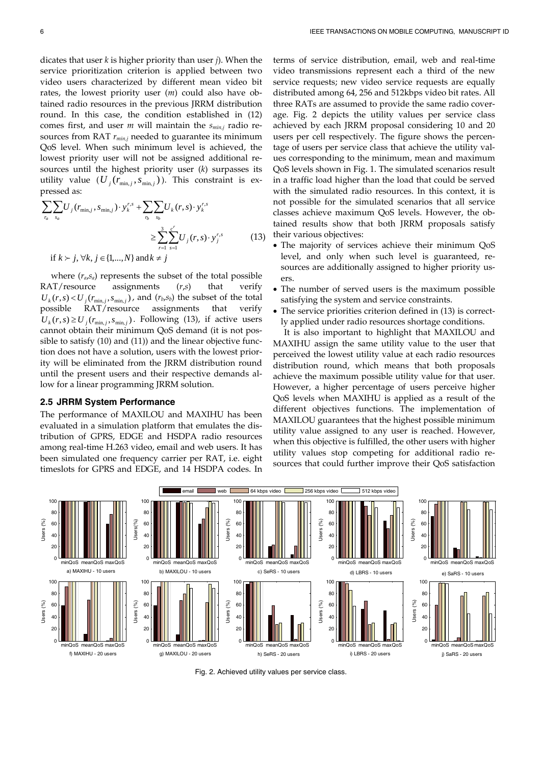dicates that user $k$ is higher priority than user $j$). When the service prioritization criterion is applied between two video users characterized by different mean video bit rates, the lowest priority user ($m$) could also have obtained radio resources in the previous JRRM distribution round. In this case, the condition established in (12) comes first, and user $m$ will maintain the $s_{min,j}$ radio resources from RAT $r_{min,j}$ needed to guarantee its minimum QoS level. When such minimum level is achieved, the lowest priority user will not be assigned additional resources until the highest priority user ($k$) surpasses its utility value ($U_j(r_{\min,j}, s_{\min,j})$). This constraint is expressed as:

$$\sum_{r_a}\sum_{s_a} U_j(r_{\min,j}, s_{\min,j}) \cdot y_k^{r,s} + \sum_{r_b}\sum_{s_b} U_k(r,s) \cdot y_k^{r,s} \geq \sum_{r=1}^{3}\sum_{s=1}^{c^r} U_j(r,s) \cdot y_j^{r,s} \tag{13}$$

$$\text{if } k \succ j,\ \forall k, j \in \{1,\ldots,N\} \text{ and } k \neq j$$

where $(r_a,s_a)$ represents the subset of the total possible RAT/resource assignments $(r,s)$ that verify $U_k(r,s) < U_j(r_{\min,j}, s_{\min,j})$, and $(r_b,s_b)$ the subset of the total possible RAT/resource assignments that verify $U_k(r,s) \geq U_j(r_{\min,j}, s_{\min,j})$. Following (13), if active users cannot obtain their minimum QoS demand (it is not possible to satisfy (10) and (11)) and the linear objective function does not have a solution, users with the lowest priority will be eliminated from the JRRM distribution round until the present users and their respective demands allow for a linear programming JRRM solution.

### 2.5 JRRM System Performance

The performance of MAXILOU and MAXIHU has been evaluated in a simulation platform that emulates the distribution of GPRS, EDGE and HSDPA radio resources among real-time H.263 video, email and web users. It has been simulated one frequency carrier per RAT, i.e. eight timeslots for GPRS and EDGE, and 14 HSDPA codes. In terms of service distribution, email, web and real-time video transmissions represent each a third of the new service requests; new video service requests are equally distributed among 64, 256 and 512kbps video bit rates. All three RATs are assumed to provide the same radio coverage. Fig. 2 depicts the utility values per service class achieved by each JRRM proposal considering 10 and 20 users per cell respectively. The figure shows the percentage of users per service class that achieve the utility values corresponding to the minimum, mean and maximum QoS levels shown in Fig. 1. The simulated scenarios result in a traffic load higher than the load that could be served with the simulated radio resources. In this context, it is not possible for the simulated scenarios that all service classes achieve maximum QoS levels. However, the obtained results show that both JRRM proposals satisfy their various objectives:

- The majority of services achieve their minimum QoS level, and only when such level is guaranteed, resources are additionally assigned to higher priority users.
- The number of served users is the maximum possible satisfying the system and service constraints.
- The service priorities criterion defined in (13) is correctly applied under radio resources shortage conditions.

It is also important to highlight that MAXILOU and MAXIHU assign the same utility value to the user that perceived the lowest utility value at each radio resources distribution round, which means that both proposals achieve the maximum possible utility value for that user. However, a higher percentage of users perceive higher QoS levels when MAXIHU is applied as a result of the different objectives functions. The implementation of MAXILOU guarantees that the highest possible minimum utility value assigned to any user is reached. However, when this objective is fulfilled, the other users with higher utility values stop competing for additional radio resources that could further improve their QoS satisfaction

Fig. 2. Achieved utility values per service class.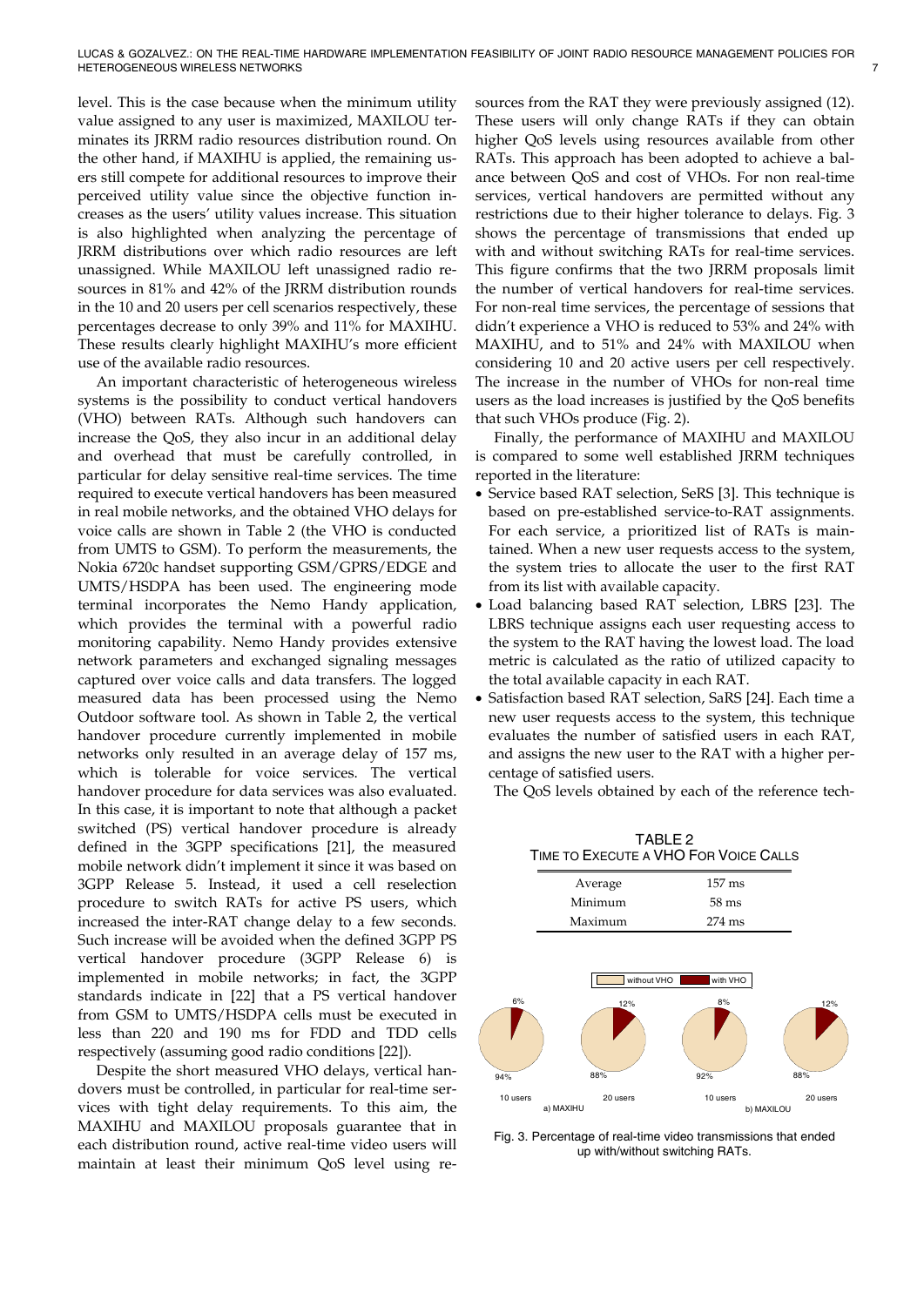level. This is the case because when the minimum utility value assigned to any user is maximized, MAXILOU terminates its JRRM radio resources distribution round. On the other hand, if MAXIHU is applied, the remaining users still compete for additional resources to improve their perceived utility value since the objective function increases as the users' utility values increase. This situation is also highlighted when analyzing the percentage of JRRM distributions over which radio resources are left unassigned. While MAXILOU left unassigned radio resources in 81% and 42% of the JRRM distribution rounds in the 10 and 20 users per cell scenarios respectively, these percentages decrease to only 39% and 11% for MAXIHU. These results clearly highlight MAXIHU's more efficient use of the available radio resources.

An important characteristic of heterogeneous wireless systems is the possibility to conduct vertical handovers (VHO) between RATs. Although such handovers can increase the QoS, they also incur in an additional delay and overhead that must be carefully controlled, in particular for delay sensitive real-time services. The time required to execute vertical handovers has been measured in real mobile networks, and the obtained VHO delays for voice calls are shown in Table 2 (the VHO is conducted from UMTS to GSM). To perform the measurements, the Nokia 6720c handset supporting GSM/GPRS/EDGE and UMTS/HSDPA has been used. The engineering mode terminal incorporates the Nemo Handy application, which provides the terminal with a powerful radio monitoring capability. Nemo Handy provides extensive network parameters and exchanged signaling messages captured over voice calls and data transfers. The logged measured data has been processed using the Nemo Outdoor software tool. As shown in Table 2, the vertical handover procedure currently implemented in mobile networks only resulted in an average delay of 157 ms, which is tolerable for voice services. The vertical handover procedure for data services was also evaluated. In this case, it is important to note that although a packet switched (PS) vertical handover procedure is already defined in the 3GPP specifications [21], the measured mobile network didn't implement it since it was based on 3GPP Release 5. Instead, it used a cell reselection procedure to switch RATs for active PS users, which increased the inter-RAT change delay to a few seconds. Such increase will be avoided when the defined 3GPP PS vertical handover procedure (3GPP Release 6) is implemented in mobile networks; in fact, the 3GPP standards indicate in [22] that a PS vertical handover from GSM to UMTS/HSDPA cells must be executed in less than 220 and 190 ms for FDD and TDD cells respectively (assuming good radio conditions [22]).

Despite the short measured VHO delays, vertical handovers must be controlled, in particular for real-time services with tight delay requirements. To this aim, the MAXIHU and MAXILOU proposals guarantee that in each distribution round, active real-time video users will maintain at least their minimum QoS level using resources from the RAT they were previously assigned (12). These users will only change RATs if they can obtain higher QoS levels using resources available from other RATs. This approach has been adopted to achieve a balance between QoS and cost of VHOs. For non real-time services, vertical handovers are permitted without any restrictions due to their higher tolerance to delays. Fig. 3 shows the percentage of transmissions that ended up with and without switching RATs for real-time services. This figure confirms that the two JRRM proposals limit the number of vertical handovers for real-time services. For non-real time services, the percentage of sessions that didn't experience a VHO is reduced to 53% and 24% with MAXIHU, and to 51% and 24% with MAXILOU when considering 10 and 20 active users per cell respectively. The increase in the number of VHOs for non-real time users as the load increases is justified by the QoS benefits that such VHOs produce (Fig. 2).

Finally, the performance of MAXIHU and MAXILOU is compared to some well established JRRM techniques reported in the literature:

- Service based RAT selection, SeRS [3]. This technique is based on pre-established service-to-RAT assignments. For each service, a prioritized list of RATs is maintained. When a new user requests access to the system, the system tries to allocate the user to the first RAT from its list with available capacity.
- Load balancing based RAT selection, LBRS [23]. The LBRS technique assigns each user requesting access to the system to the RAT having the lowest load. The load metric is calculated as the ratio of utilized capacity to the total available capacity in each RAT.
- Satisfaction based RAT selection, SaRS [24]. Each time a new user requests access to the system, this technique evaluates the number of satisfied users in each RAT, and assigns the new user to the RAT with a higher percentage of satisfied users.

The QoS levels obtained by each of the reference tech-

TABLE 2
TIME TO EXECUTE A VHO FOR VOICE CALLS

| | |
|---|---|
| Average | 157 ms |
| Minimum | 58 ms |
| Maximum | 274 ms |

| | a) MAXIHU, 10 users | a) MAXIHU, 20 users | b) MAXILOU, 10 users | b) MAXILOU, 20 users |
|---|---|---|---|---|
| without VHO | 94% | 88% | 92% | 88% |
| with VHO | 6% | 12% | 8% | 12% |

Fig. 3. Percentage of real-time video transmissions that ended up with/without switching RATs.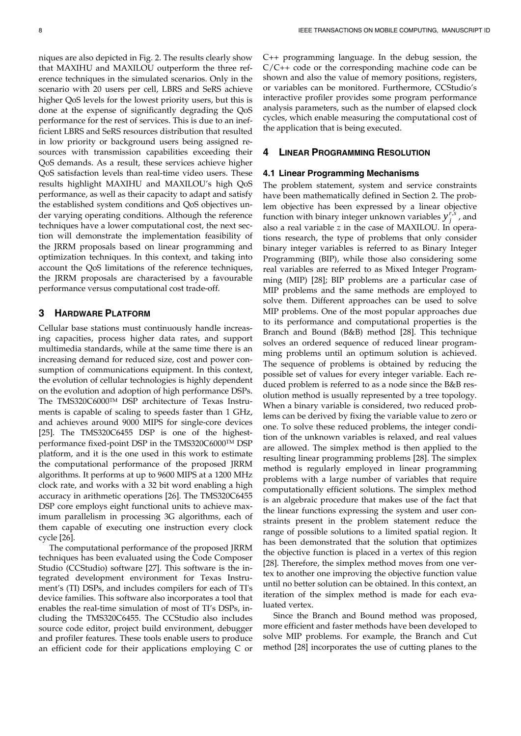niques are also depicted in Fig. 2. The results clearly show that MAXIHU and MAXILOU outperform the three reference techniques in the simulated scenarios. Only in the scenario with 20 users per cell, LBRS and SeRS achieve higher QoS levels for the lowest priority users, but this is done at the expense of significantly degrading the QoS performance for the rest of services. This is due to an inefficient LBRS and SeRS resources distribution that resulted in low priority or background users being assigned resources with transmission capabilities exceeding their QoS demands. As a result, these services achieve higher QoS satisfaction levels than real-time video users. These results highlight MAXIHU and MAXILOU's high QoS performance, as well as their capacity to adapt and satisfy the established system conditions and QoS objectives under varying operating conditions. Although the reference techniques have a lower computational cost, the next section will demonstrate the implementation feasibility of the JRRM proposals based on linear programming and optimization techniques. In this context, and taking into account the QoS limitations of the reference techniques, the JRRM proposals are characterised by a favourable performance versus computational cost trade-off.

## 3 Hardware Platform

Cellular base stations must continuously handle increasing capacities, process higher data rates, and support multimedia standards, while at the same time there is an increasing demand for reduced size, cost and power consumption of communications equipment. In this context, the evolution of cellular technologies is highly dependent on the evolution and adoption of high performance DSPs. The TMS320C6000™ DSP architecture of Texas Instruments is capable of scaling to speeds faster than 1 GHz, and achieves around 9000 MIPS for single-core devices [25]. The TMS320C6455 DSP is one of the highest-performance fixed-point DSP in the TMS320C6000™ DSP platform, and it is the one used in this work to estimate the computational performance of the proposed JRRM algorithms. It performs at up to 9600 MIPS at a 1200 MHz clock rate, and works with a 32 bit word enabling a high accuracy in arithmetic operations [26]. The TMS320C6455 DSP core employs eight functional units to achieve maximum parallelism in processing 3G algorithms, each of them capable of executing one instruction every clock cycle [26].

The computational performance of the proposed JRRM techniques has been evaluated using the Code Composer Studio (CCStudio) software [27]. This software is the integrated development environment for Texas Instrument's (TI) DSPs, and includes compilers for each of TI's device families. This software also incorporates a tool that enables the real-time simulation of most of TI's DSPs, including the TMS320C6455. The CCStudio also includes source code editor, project build environment, debugger and profiler features. These tools enable users to produce an efficient code for their applications employing C or C++ programming language. In the debug session, the C/C++ code or the corresponding machine code can be shown and also the value of memory positions, registers, or variables can be monitored. Furthermore, CCStudio's interactive profiler provides some program performance analysis parameters, such as the number of elapsed clock cycles, which enable measuring the computational cost of the application that is being executed.

## 4 Linear Programming Resolution

### 4.1 Linear Programming Mechanisms

The problem statement, system and service constraints have been mathematically defined in Section 2. The problem objective has been expressed by a linear objective function with binary integer unknown variables $y_j^{r,s}$, and also a real variable $z$ in the case of MAXILOU. In operations research, the type of problems that only consider binary integer variables is referred to as Binary Integer Programming (BIP), while those also considering some real variables are referred to as Mixed Integer Programming (MIP) [28]; BIP problems are a particular case of MIP problems and the same methods are employed to solve them. Different approaches can be used to solve MIP problems. One of the most popular approaches due to its performance and computational properties is the Branch and Bound (B&B) method [28]. This technique solves an ordered sequence of reduced linear programming problems until an optimum solution is achieved. The sequence of problems is obtained by reducing the possible set of values for every integer variable. Each reduced problem is referred to as a node since the B&B resolution method is usually represented by a tree topology. When a binary variable is considered, two reduced problems can be derived by fixing the variable value to zero or one. To solve these reduced problems, the integer condition of the unknown variables is relaxed, and real values are allowed. The simplex method is then applied to the resulting linear programming problems [28]. The simplex method is regularly employed in linear programming problems with a large number of variables that require computationally efficient solutions. The simplex method is an algebraic procedure that makes use of the fact that the linear functions expressing the system and user constraints present in the problem statement reduce the range of possible solutions to a limited spatial region. It has been demonstrated that the solution that optimizes the objective function is placed in a vertex of this region [28]. Therefore, the simplex method moves from one vertex to another one improving the objective function value until no better solution can be obtained. In this context, an iteration of the simplex method is made for each evaluated vertex.

Since the Branch and Bound method was proposed, more efficient and faster methods have been developed to solve MIP problems. For example, the Branch and Cut method [28] incorporates the use of cutting planes to the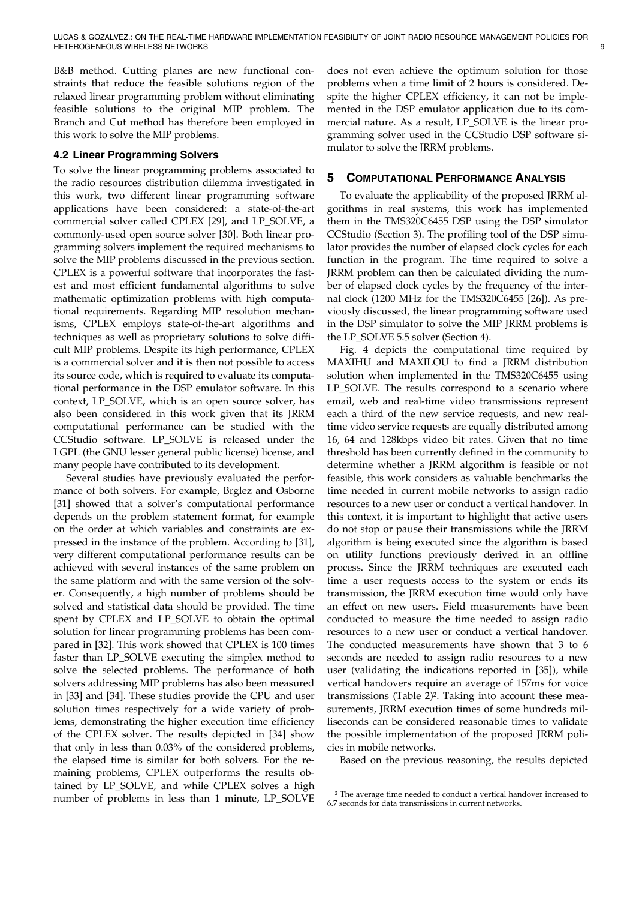B&B method. Cutting planes are new functional constraints that reduce the feasible solutions region of the relaxed linear programming problem without eliminating feasible solutions to the original MIP problem. The Branch and Cut method has therefore been employed in this work to solve the MIP problems.

### 4.2 Linear Programming Solvers

To solve the linear programming problems associated to the radio resources distribution dilemma investigated in this work, two different linear programming software applications have been considered: a state-of-the-art commercial solver called CPLEX [29], and LP_SOLVE, a commonly-used open source solver [30]. Both linear programming solvers implement the required mechanisms to solve the MIP problems discussed in the previous section. CPLEX is a powerful software that incorporates the fastest and most efficient fundamental algorithms to solve mathematic optimization problems with high computational requirements. Regarding MIP resolution mechanisms, CPLEX employs state-of-the-art algorithms and techniques as well as proprietary solutions to solve difficult MIP problems. Despite its high performance, CPLEX is a commercial solver and it is then not possible to access its source code, which is required to evaluate its computational performance in the DSP emulator software. In this context, LP_SOLVE, which is an open source solver, has also been considered in this work given that its JRRM computational performance can be studied with the CCStudio software. LP_SOLVE is released under the LGPL (the GNU lesser general public license) license, and many people have contributed to its development.

Several studies have previously evaluated the performance of both solvers. For example, Brglez and Osborne [31] showed that a solver's computational performance depends on the problem statement format, for example on the order at which variables and constraints are expressed in the instance of the problem. According to [31], very different computational performance results can be achieved with several instances of the same problem on the same platform and with the same version of the solver. Consequently, a high number of problems should be solved and statistical data should be provided. The time spent by CPLEX and LP_SOLVE to obtain the optimal solution for linear programming problems has been compared in [32]. This work showed that CPLEX is 100 times faster than LP_SOLVE executing the simplex method to solve the selected problems. The performance of both solvers addressing MIP problems has also been measured in [33] and [34]. These studies provide the CPU and user solution times respectively for a wide variety of problems, demonstrating the higher execution time efficiency of the CPLEX solver. The results depicted in [34] show that only in less than 0.03% of the considered problems, the elapsed time is similar for both solvers. For the remaining problems, CPLEX outperforms the results obtained by LP_SOLVE, and while CPLEX solves a high number of problems in less than 1 minute, LP_SOLVE does not even achieve the optimum solution for those problems when a time limit of 2 hours is considered. Despite the higher CPLEX efficiency, it can not be implemented in the DSP emulator application due to its commercial nature. As a result, LP_SOLVE is the linear programming solver used in the CCStudio DSP software simulator to solve the JRRM problems.

## 5 Computational Performance Analysis

To evaluate the applicability of the proposed JRRM algorithms in real systems, this work has implemented them in the TMS320C6455 DSP using the DSP simulator CCStudio (Section 3). The profiling tool of the DSP simulator provides the number of elapsed clock cycles for each function in the program. The time required to solve a JRRM problem can then be calculated dividing the number of elapsed clock cycles by the frequency of the internal clock (1200 MHz for the TMS320C6455 [26]). As previously discussed, the linear programming software used in the DSP simulator to solve the MIP JRRM problems is the LP_SOLVE 5.5 solver (Section 4).

Fig. 4 depicts the computational time required by MAXIHU and MAXILOU to find a JRRM distribution solution when implemented in the TMS320C6455 using LP_SOLVE. The results correspond to a scenario where email, web and real-time video transmissions represent each a third of the new service requests, and new real-time video service requests are equally distributed among 16, 64 and 128kbps video bit rates. Given that no time threshold has been currently defined in the community to determine whether a JRRM algorithm is feasible or not feasible, this work considers as valuable benchmarks the time needed in current mobile networks to assign radio resources to a new user or conduct a vertical handover. In this context, it is important to highlight that active users do not stop or pause their transmissions while the JRRM algorithm is being executed since the algorithm is based on utility functions previously derived in an offline process. Since the JRRM techniques are executed each time a user requests access to the system or ends its transmission, the JRRM execution time would only have an effect on new users. Field measurements have been conducted to measure the time needed to assign radio resources to a new user or conduct a vertical handover. The conducted measurements have shown that 3 to 6 seconds are needed to assign radio resources to a new user (validating the indications reported in [35]), while vertical handovers require an average of 157ms for voice transmissions (Table 2)[2]. Taking into account these measurements, JRRM execution times of some hundreds milliseconds can be considered reasonable times to validate the possible implementation of the proposed JRRM policies in mobile networks.

Based on the previous reasoning, the results depicted

[2] The average time needed to conduct a vertical handover increased to 6.7 seconds for data transmissions in current networks.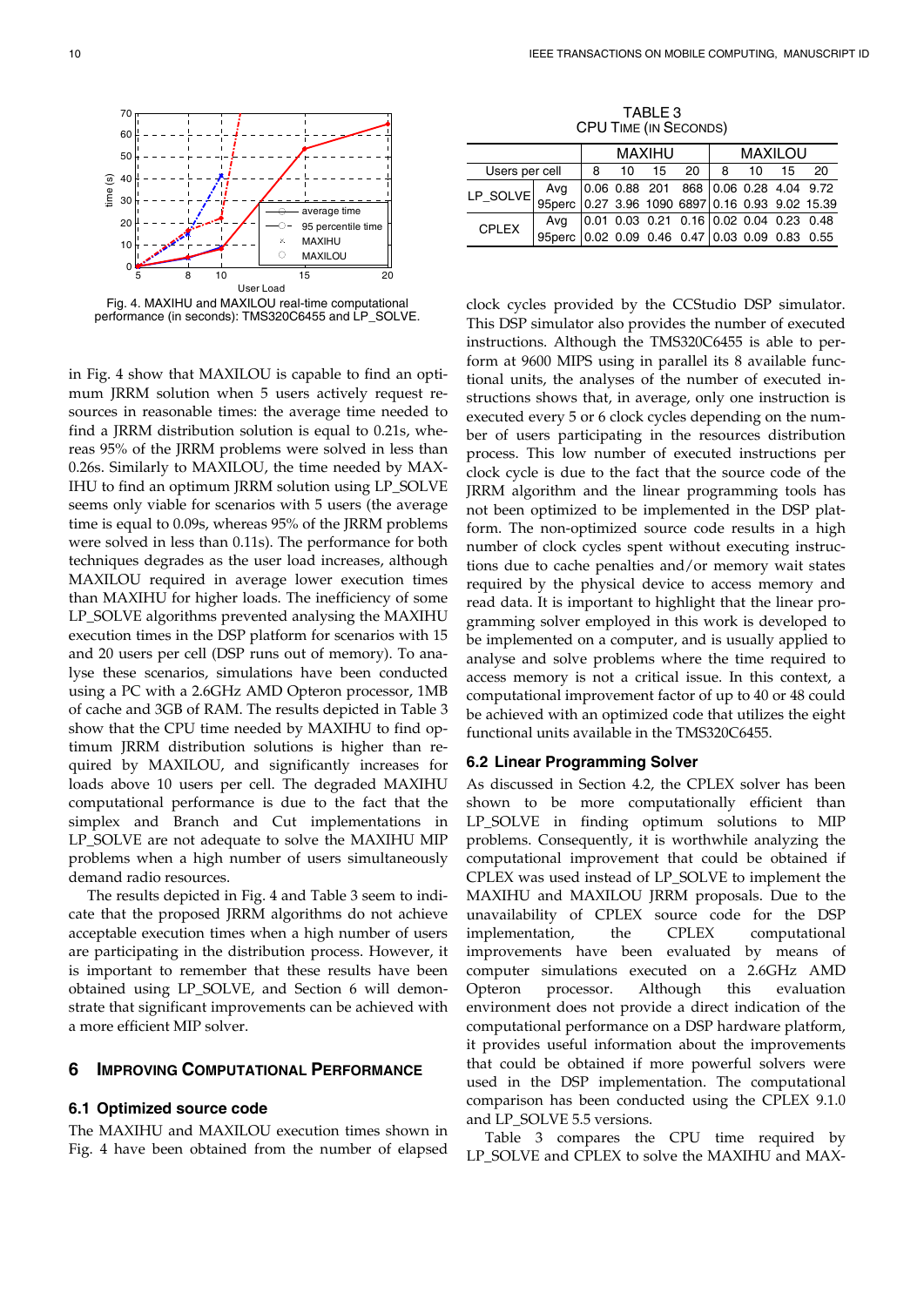Fig. 4. MAXIHU and MAXILOU real-time computational performance (in seconds): TMS320C6455 and LP_SOLVE.

in Fig. 4 show that MAXILOU is capable to find an optimum JRRM solution when 5 users actively request resources in reasonable times: the average time needed to find a JRRM distribution solution is equal to 0.21s, whereas 95% of the JRRM problems were solved in less than 0.26s. Similarly to MAXILOU, the time needed by MAXIHU to find an optimum JRRM solution using LP_SOLVE seems only viable for scenarios with 5 users (the average time is equal to 0.09s, whereas 95% of the JRRM problems were solved in less than 0.11s). The performance for both techniques degrades as the user load increases, although MAXILOU required in average lower execution times than MAXIHU for higher loads. The inefficiency of some LP_SOLVE algorithms prevented analysing the MAXIHU execution times in the DSP platform for scenarios with 15 and 20 users per cell (DSP runs out of memory). To analyse these scenarios, simulations have been conducted using a PC with a 2.6GHz AMD Opteron processor, 1MB of cache and 3GB of RAM. The results depicted in Table 3 show that the CPU time needed by MAXIHU to find optimum JRRM distribution solutions is higher than required by MAXILOU, and significantly increases for loads above 10 users per cell. The degraded MAXIHU computational performance is due to the fact that the simplex and Branch and Cut implementations in LP_SOLVE are not adequate to solve the MAXIHU MIP problems when a high number of users simultaneously demand radio resources.

The results depicted in Fig. 4 and Table 3 seem to indicate that the proposed JRRM algorithms do not achieve acceptable execution times when a high number of users are participating in the distribution process. However, it is important to remember that these results have been obtained using LP_SOLVE, and Section 6 will demonstrate that significant improvements can be achieved with a more efficient MIP solver.

## 6 Improving Computational Performance

### 6.1 Optimized source code

The MAXIHU and MAXILOU execution times shown in Fig. 4 have been obtained from the number of elapsed clock cycles provided by the CCStudio DSP simulator. This DSP simulator also provides the number of executed instructions. Although the TMS320C6455 is able to perform at 9600 MIPS using in parallel its 8 available functional units, the analyses of the number of executed instructions shows that, in average, only one instruction is executed every 5 or 6 clock cycles depending on the number of users participating in the resources distribution process. This low number of executed instructions per clock cycle is due to the fact that the source code of the JRRM algorithm and the linear programming tools has not been optimized to be implemented in the DSP platform. The non-optimized source code results in a high number of clock cycles spent without executing instructions due to cache penalties and/or memory wait states required by the physical device to access memory and read data. It is important to highlight that the linear programming solver employed in this work is developed to be implemented on a computer, and is usually applied to analyse and solve problems where the time required to access memory is not a critical issue. In this context, a computational improvement factor of up to 40 or 48 could be achieved with an optimized code that utilizes the eight functional units available in the TMS320C6455.

TABLE 3
CPU Time (in Seconds)

| | | MAXIHU | | | | MAXILOU | | | |
|---|---|---|---|---|---|---|---|---|---|
| Users per cell | | 8 | 10 | 15 | 20 | 8 | 10 | 15 | 20 |
| LP_SOLVE | Avg | 0.06 | 0.88 | 201 | 868 | 0.06 | 0.28 | 4.04 | 9.72 |
| | 95perc | 0.27 | 3.96 | 1090 | 6897 | 0.16 | 0.93 | 9.02 | 15.39 |
| CPLEX | Avg | 0.01 | 0.03 | 0.21 | 0.16 | 0.02 | 0.04 | 0.23 | 0.48 |
| | 95perc | 0.02 | 0.09 | 0.46 | 0.47 | 0.03 | 0.09 | 0.83 | 0.55 |

### 6.2 Linear Programming Solver

As discussed in Section 4.2, the CPLEX solver has been shown to be more computationally efficient than LP_SOLVE in finding optimum solutions to MIP problems. Consequently, it is worthwhile analyzing the computational improvement that could be obtained if CPLEX was used instead of LP_SOLVE to implement the MAXIHU and MAXILOU JRRM proposals. Due to the unavailability of CPLEX source code for the DSP implementation, the CPLEX computational improvements have been evaluated by means of computer simulations executed on a 2.6GHz AMD Opteron processor. Although this evaluation environment does not provide a direct indication of the computational performance on a DSP hardware platform, it provides useful information about the improvements that could be obtained if more powerful solvers were used in the DSP implementation. The computational comparison has been conducted using the CPLEX 9.1.0 and LP_SOLVE 5.5 versions.

Table 3 compares the CPU time required by LP_SOLVE and CPLEX to solve the MAXIHU and MAX-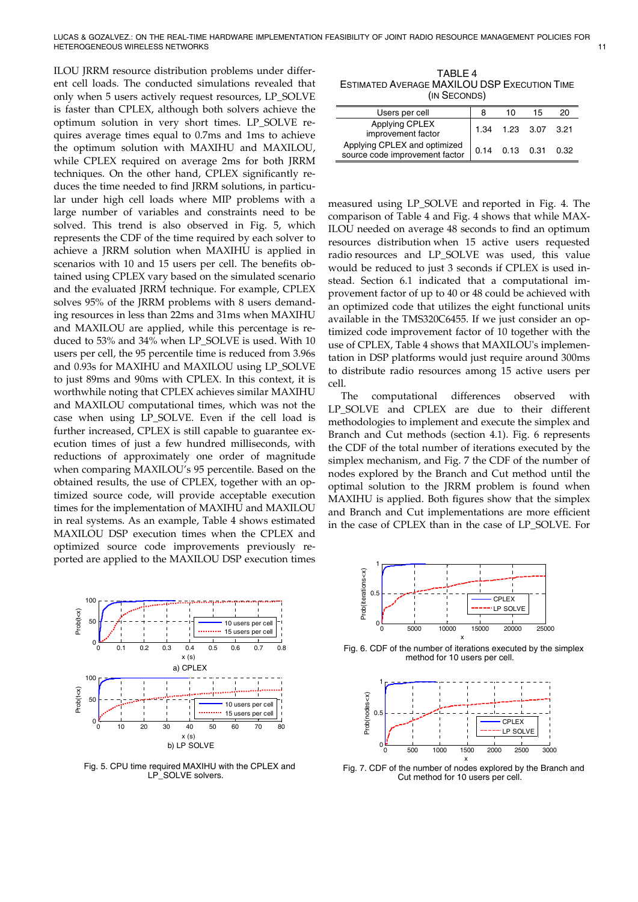ILOU JRRM resource distribution problems under different cell loads. The conducted simulations revealed that only when 5 users actively request resources, LP_SOLVE is faster than CPLEX, although both solvers achieve the optimum solution in very short times. LP_SOLVE requires average times equal to 0.7ms and 1ms to achieve the optimum solution with MAXIHU and MAXILOU, while CPLEX required on average 2ms for both JRRM techniques. On the other hand, CPLEX significantly reduces the time needed to find JRRM solutions, in particular under high cell loads where MIP problems with a large number of variables and constraints need to be solved. This trend is also observed in Fig. 5, which represents the CDF of the time required by each solver to achieve a JRRM solution when MAXIHU is applied in scenarios with 10 and 15 users per cell. The benefits obtained using CPLEX vary based on the simulated scenario and the evaluated JRRM technique. For example, CPLEX solves 95% of the JRRM problems with 8 users demanding resources in less than 22ms and 31ms when MAXIHU and MAXILOU are applied, while this percentage is reduced to 53% and 34% when LP_SOLVE is used. With 10 users per cell, the 95 percentile time is reduced from 3.96s and 0.93s for MAXIHU and MAXILOU using LP_SOLVE to just 89ms and 90ms with CPLEX. In this context, it is worthwhile noting that CPLEX achieves similar MAXIHU and MAXILOU computational times, which was not the case when using LP_SOLVE. Even if the cell load is further increased, CPLEX is still capable to guarantee execution times of just a few hundred milliseconds, with reductions of approximately one order of magnitude when comparing MAXILOU's 95 percentile. Based on the obtained results, the use of CPLEX, together with an optimized source code, will provide acceptable execution times for the implementation of MAXIHU and MAXILOU in real systems. As an example, Table 4 shows estimated MAXILOU DSP execution times when the CPLEX and optimized source code improvements previously reported are applied to the MAXILOU DSP execution times measured using LP_SOLVE and reported in Fig. 4. The comparison of Table 4 and Fig. 4 shows that while MAXILOU needed on average 48 seconds to find an optimum resources distribution when 15 active users requested radio resources and LP_SOLVE was used, this value would be reduced to just 3 seconds if CPLEX is used instead. Section 6.1 indicated that a computational improvement factor of up to 40 or 48 could be achieved with an optimized code that utilizes the eight functional units available in the TMS320C6455. If we just consider an optimized code improvement factor of 10 together with the use of CPLEX, Table 4 shows that MAXILOU's implementation in DSP platforms would just require around 300ms to distribute radio resources among 15 active users per cell.

TABLE 4
ESTIMATED AVERAGE MAXILOU DSP EXECUTION TIME (IN SECONDS)

| Users per cell | 8 | 10 | 15 | 20 |
|---|---|---|---|---|
| Applying CPLEX improvement factor | 1.34 | 1.23 | 3.07 | 3.21 |
| Applying CPLEX and optimized source code improvement factor | 0.14 | 0.13 | 0.31 | 0.32 |

The computational differences observed with LP_SOLVE and CPLEX are due to their different methodologies to implement and execute the simplex and Branch and Cut methods (section 4.1). Fig. 6 represents the CDF of the total number of iterations executed by the simplex mechanism, and Fig. 7 the CDF of the number of nodes explored by the Branch and Cut method until the optimal solution to the JRRM problem is found when MAXIHU is applied. Both figures show that the simplex and Branch and Cut implementations are more efficient in the case of CPLEX than in the case of LP_SOLVE. For

Fig. 5. CPU time required MAXIHU with the CPLEX and LP_SOLVE solvers.

Fig. 6. CDF of the number of iterations executed by the simplex method for 10 users per cell.

Fig. 7. CDF of the number of nodes explored by the Branch and Cut method for 10 users per cell.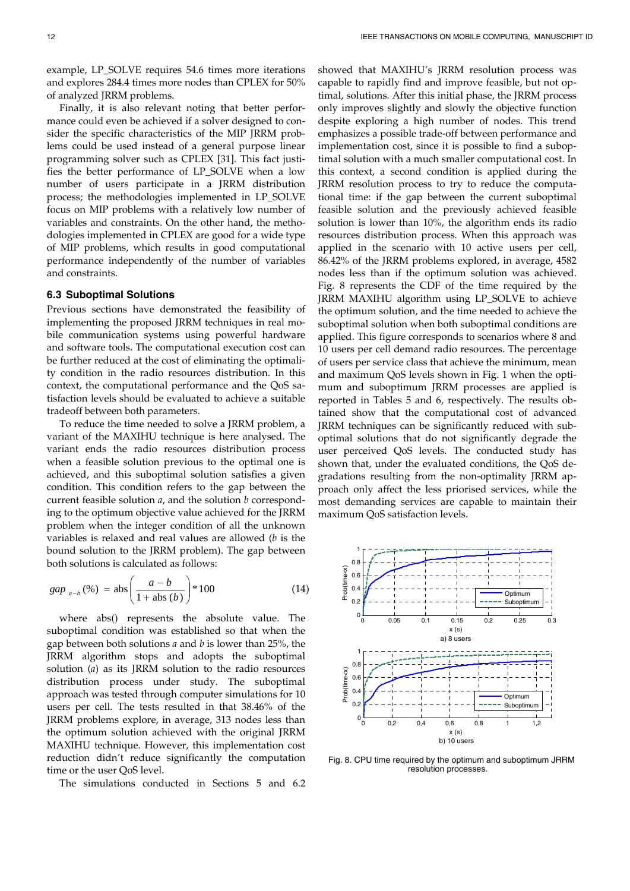example, LP_SOLVE requires 54.6 times more iterations and explores 284.4 times more nodes than CPLEX for 50% of analyzed JRRM problems.

Finally, it is also relevant noting that better performance could even be achieved if a solver designed to consider the specific characteristics of the MIP JRRM problems could be used instead of a general purpose linear programming solver such as CPLEX [31]. This fact justifies the better performance of LP_SOLVE when a low number of users participate in a JRRM distribution process; the methodologies implemented in LP_SOLVE focus on MIP problems with a relatively low number of variables and constraints. On the other hand, the methodologies implemented in CPLEX are good for a wide type of MIP problems, which results in good computational performance independently of the number of variables and constraints.

### 6.3 Suboptimal Solutions

Previous sections have demonstrated the feasibility of implementing the proposed JRRM techniques in real mobile communication systems using powerful hardware and software tools. The computational execution cost can be further reduced at the cost of eliminating the optimality condition in the radio resources distribution. In this context, the computational performance and the QoS satisfaction levels should be evaluated to achieve a suitable tradeoff between both parameters.

To reduce the time needed to solve a JRRM problem, a variant of the MAXIHU technique is here analysed. The variant ends the radio resources distribution process when a feasible solution previous to the optimal one is achieved, and this suboptimal solution satisfies a given condition. This condition refers to the gap between the current feasible solution *a*, and the solution *b* corresponding to the optimum objective value achieved for the JRRM problem when the integer condition of all the unknown variables is relaxed and real values are allowed (*b* is the bound solution to the JRRM problem). The gap between both solutions is calculated as follows:

$$gap_{a-b}(\%) = \text{abs}\left(\frac{a-b}{1+\text{abs}(b)}\right) * 100 \qquad (14)$$

where abs() represents the absolute value. The suboptimal condition was established so that when the gap between both solutions *a* and *b* is lower than 25%, the JRRM algorithm stops and adopts the suboptimal solution (*a*) as its JRRM solution to the radio resources distribution process under study. The suboptimal approach was tested through computer simulations for 10 users per cell. The tests resulted in that 38.46% of the JRRM problems explore, in average, 313 nodes less than the optimum solution achieved with the original JRRM MAXIHU technique. However, this implementation cost reduction didn't reduce significantly the computation time or the user QoS level.

The simulations conducted in Sections 5 and 6.2 showed that MAXIHU's JRRM resolution process was capable to rapidly find and improve feasible, but not optimal, solutions. After this initial phase, the JRRM process only improves slightly and slowly the objective function despite exploring a high number of nodes. This trend emphasizes a possible trade-off between performance and implementation cost, since it is possible to find a suboptimal solution with a much smaller computational cost. In this context, a second condition is applied during the JRRM resolution process to try to reduce the computational time: if the gap between the current suboptimal feasible solution and the previously achieved feasible solution is lower than 10%, the algorithm ends its radio resources distribution process. When this approach was applied in the scenario with 10 active users per cell, 86.42% of the JRRM problems explored, in average, 4582 nodes less than if the optimum solution was achieved. Fig. 8 represents the CDF of the time required by the JRRM MAXIHU algorithm using LP_SOLVE to achieve the optimum solution, and the time needed to achieve the suboptimal solution when both suboptimal conditions are applied. This figure corresponds to scenarios where 8 and 10 users per cell demand radio resources. The percentage of users per service class that achieve the minimum, mean and maximum QoS levels shown in Fig. 1 when the optimum and suboptimum JRRM processes are applied is reported in Tables 5 and 6, respectively. The results obtained show that the computational cost of advanced JRRM techniques can be significantly reduced with suboptimal solutions that do not significantly degrade the user perceived QoS levels. The conducted study has shown that, under the evaluated conditions, the QoS degradations resulting from the non-optimality JRRM approach only affect the less priorised services, while the most demanding services are capable to maintain their maximum QoS satisfaction levels.

Fig. 8. CPU time required by the optimum and suboptimum JRRM resolution processes.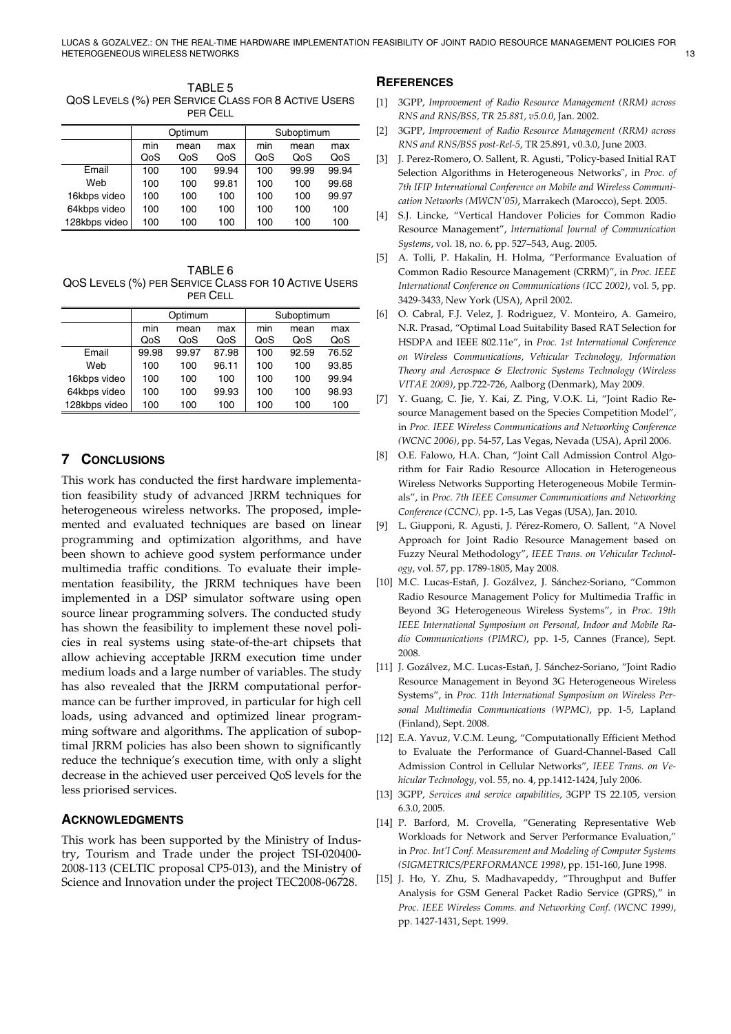TABLE 5
QoS LEVELS (%) PER SERVICE CLASS FOR 8 ACTIVE USERS PER CELL

| | Optimum | | | Suboptimum | | |
|---|---|---|---|---|---|---|
| | min QoS | mean QoS | max QoS | min QoS | mean QoS | max QoS |
| Email | 100 | 100 | 99.94 | 100 | 99.99 | 99.94 |
| Web | 100 | 100 | 99.81 | 100 | 100 | 99.68 |
| 16kbps video | 100 | 100 | 100 | 100 | 100 | 99.97 |
| 64kbps video | 100 | 100 | 100 | 100 | 100 | 100 |
| 128kbps video | 100 | 100 | 100 | 100 | 100 | 100 |

TABLE 6
QoS LEVELS (%) PER SERVICE CLASS FOR 10 ACTIVE USERS PER CELL

| | Optimum | | | Suboptimum | | |
|---|---|---|---|---|---|---|
| | min QoS | mean QoS | max QoS | min QoS | mean QoS | max QoS |
| Email | 99.98 | 99.97 | 87.98 | 100 | 92.59 | 76.52 |
| Web | 100 | 100 | 96.11 | 100 | 100 | 93.85 |
| 16kbps video | 100 | 100 | 100 | 100 | 100 | 99.94 |
| 64kbps video | 100 | 100 | 99.93 | 100 | 100 | 98.93 |
| 128kbps video | 100 | 100 | 100 | 100 | 100 | 100 |

## 7 CONCLUSIONS

This work has conducted the first hardware implementation feasibility study of advanced JRRM techniques for heterogeneous wireless networks. The proposed, implemented and evaluated techniques are based on linear programming and optimization algorithms, and have been shown to achieve good system performance under multimedia traffic conditions. To evaluate their implementation feasibility, the JRRM techniques have been implemented in a DSP simulator software using open source linear programming solvers. The conducted study has shown the feasibility to implement these novel policies in real systems using state-of-the-art chipsets that allow achieving acceptable JRRM execution time under medium loads and a large number of variables. The study has also revealed that the JRRM computational performance can be further improved, in particular for high cell loads, using advanced and optimized linear programming software and algorithms. The application of suboptimal JRRM policies has also been shown to significantly reduce the technique's execution time, with only a slight decrease in the achieved user perceived QoS levels for the less priorised services.

### ACKNOWLEDGMENTS

This work has been supported by the Ministry of Industry, Tourism and Trade under the project TSI-020400-2008-113 (CELTIC proposal CP5-013), and the Ministry of Science and Innovation under the project TEC2008-06728.

## REFERENCES

[1] 3GPP, *Improvement of Radio Resource Management (RRM) across RNS and RNS/BSS, TR 25.881, v5.0.0*, Jan. 2002.

[2] 3GPP, *Improvement of Radio Resource Management (RRM) across RNS and RNS/BSS post-Rel-5*, TR 25.891, v0.3.0, June 2003.

[3] J. Perez-Romero, O. Sallent, R. Agusti, "Policy-based Initial RAT Selection Algorithms in Heterogeneous Networks", in *Proc. of 7th IFIP International Conference on Mobile and Wireless Communication Networks (MWCN'05)*, Marrakech (Marocco), Sept. 2005.

[4] S.J. Lincke, "Vertical Handover Policies for Common Radio Resource Management", *International Journal of Communication Systems*, vol. 18, no. 6, pp. 527–543, Aug. 2005.

[5] A. Tolli, P. Hakalin, H. Holma, "Performance Evaluation of Common Radio Resource Management (CRRM)", in *Proc. IEEE International Conference on Communications (ICC 2002)*, vol. 5, pp. 3429-3433, New York (USA), April 2002.

[6] O. Cabral, F.J. Velez, J. Rodriguez, V. Monteiro, A. Gameiro, N.R. Prasad, "Optimal Load Suitability Based RAT Selection for HSDPA and IEEE 802.11e", in *Proc. 1st International Conference on Wireless Communications, Vehicular Technology, Information Theory and Aerospace & Electronic Systems Technology (Wireless VITAE 2009)*, pp.722-726, Aalborg (Denmark), May 2009.

[7] Y. Guang, C. Jie, Y. Kai, Z. Ping, V.O.K. Li, "Joint Radio Resource Management based on the Species Competition Model", in *Proc. IEEE Wireless Communications and Networking Conference (WCNC 2006)*, pp. 54-57, Las Vegas, Nevada (USA), April 2006.

[8] O.E. Falowo, H.A. Chan, "Joint Call Admission Control Algorithm for Fair Radio Resource Allocation in Heterogeneous Wireless Networks Supporting Heterogeneous Mobile Terminals", in *Proc. 7th IEEE Consumer Communications and Networking Conference (CCNC)*, pp. 1-5, Las Vegas (USA), Jan. 2010.

[9] L. Giupponi, R. Agusti, J. Pérez-Romero, O. Sallent, "A Novel Approach for Joint Radio Resource Management based on Fuzzy Neural Methodology", *IEEE Trans. on Vehicular Technology*, vol. 57, pp. 1789-1805, May 2008.

[10] M.C. Lucas-Estañ, J. Gozálvez, J. Sánchez-Soriano, "Common Radio Resource Management Policy for Multimedia Traffic in Beyond 3G Heterogeneous Wireless Systems", in *Proc. 19th IEEE International Symposium on Personal, Indoor and Mobile Radio Communications (PIMRC)*, pp. 1-5, Cannes (France), Sept. 2008.

[11] J. Gozálvez, M.C. Lucas-Estañ, J. Sánchez-Soriano, "Joint Radio Resource Management in Beyond 3G Heterogeneous Wireless Systems", in *Proc. 11th International Symposium on Wireless Personal Multimedia Communications (WPMC)*, pp. 1-5, Lapland (Finland), Sept. 2008.

[12] E.A. Yavuz, V.C.M. Leung, "Computationally Efficient Method to Evaluate the Performance of Guard-Channel-Based Call Admission Control in Cellular Networks", *IEEE Trans. on Vehicular Technology*, vol. 55, no. 4, pp.1412-1424, July 2006.

[13] 3GPP, *Services and service capabilities*, 3GPP TS 22.105, version 6.3.0, 2005.

[14] P. Barford, M. Crovella, "Generating Representative Web Workloads for Network and Server Performance Evaluation," in *Proc. Int'l Conf. Measurement and Modeling of Computer Systems (SIGMETRICS/PERFORMANCE 1998)*, pp. 151-160, June 1998.

[15] J. Ho, Y. Zhu, S. Madhavapeddy, "Throughput and Buffer Analysis for GSM General Packet Radio Service (GPRS)," in *Proc. IEEE Wireless Comms. and Networking Conf. (WCNC 1999)*, pp. 1427-1431, Sept. 1999.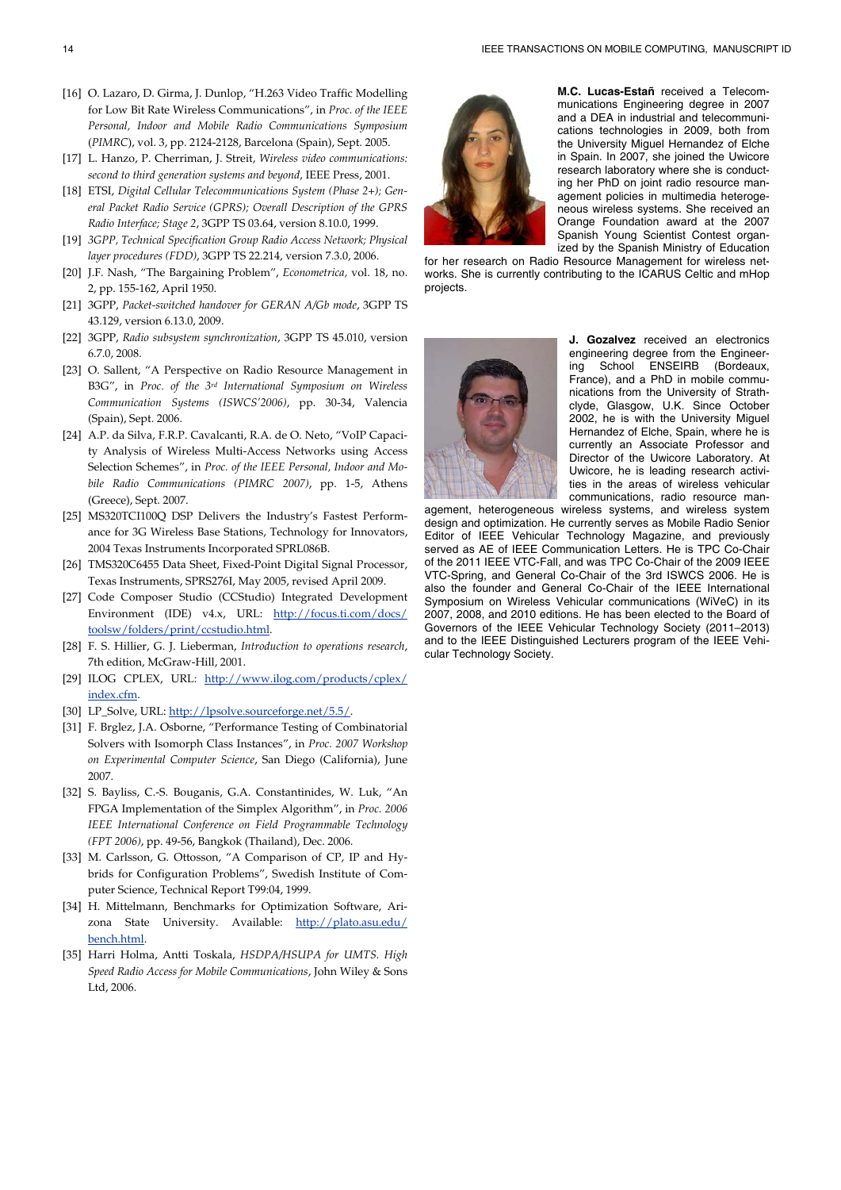[16] O. Lazaro, D. Girma, J. Dunlop, "H.263 Video Traffic Modelling for Low Bit Rate Wireless Communications", in *Proc. of the IEEE Personal, Indoor and Mobile Radio Communications Symposium* (*PIMRC*), vol. 3, pp. 2124-2128, Barcelona (Spain), Sept. 2005.

[17] L. Hanzo, P. Cherriman, J. Streit, *Wireless video communications: second to third generation systems and beyond*, IEEE Press, 2001.

[18] ETSI, *Digital Cellular Telecommunications System (Phase 2+); General Packet Radio Service (GPRS); Overall Description of the GPRS Radio Interface; Stage 2*, 3GPP TS 03.64, version 8.10.0, 1999.

[19] *3GPP, Technical Specification Group Radio Access Network; Physical layer procedures (FDD)*, 3GPP TS 22.214, version 7.3.0, 2006.

[20] J.F. Nash, "The Bargaining Problem", *Econometrica*, vol. 18, no. 2, pp. 155-162, April 1950.

[21] 3GPP, *Packet-switched handover for GERAN A/Gb mode*, 3GPP TS 43.129, version 6.13.0, 2009.

[22] 3GPP, *Radio subsystem synchronization*, 3GPP TS 45.010, version 6.7.0, 2008.

[23] O. Sallent, "A Perspective on Radio Resource Management in B3G", in *Proc. of the 3rd International Symposium on Wireless Communication Systems (ISWCS'2006)*, pp. 30-34, Valencia (Spain), Sept. 2006.

[24] A.P. da Silva, F.R.P. Cavalcanti, R.A. de O. Neto, "VoIP Capacity Analysis of Wireless Multi-Access Networks using Access Selection Schemes", in *Proc. of the IEEE Personal, Indoor and Mobile Radio Communications (PIMRC 2007)*, pp. 1-5, Athens (Greece), Sept. 2007.

[25] MS320TCI100Q DSP Delivers the Industry's Fastest Performance for 3G Wireless Base Stations, Technology for Innovators, 2004 Texas Instruments Incorporated SPRL086B.

[26] TMS320C6455 Data Sheet, Fixed-Point Digital Signal Processor, Texas Instruments, SPRS276I, May 2005, revised April 2009.

[27] Code Composer Studio (CCStudio) Integrated Development Environment (IDE) v4.x, URL: http://focus.ti.com/docs/toolsw/folders/print/ccstudio.html.

[28] F. S. Hillier, G. J. Lieberman, *Introduction to operations research*, 7th edition, McGraw-Hill, 2001.

[29] ILOG CPLEX, URL: http://www.ilog.com/products/cplex/index.cfm.

[30] LP_Solve, URL: http://lpsolve.sourceforge.net/5.5/.

[31] F. Brglez, J.A. Osborne, "Performance Testing of Combinatorial Solvers with Isomorph Class Instances", in *Proc. 2007 Workshop on Experimental Computer Science*, San Diego (California), June 2007.

[32] S. Bayliss, C.-S. Bouganis, G.A. Constantinides, W. Luk, "An FPGA Implementation of the Simplex Algorithm", in *Proc. 2006 IEEE International Conference on Field Programmable Technology (FPT 2006)*, pp. 49-56, Bangkok (Thailand), Dec. 2006.

[33] M. Carlsson, G. Ottosson, "A Comparison of CP, IP and Hybrids for Configuration Problems", Swedish Institute of Computer Science, Technical Report T99:04, 1999.

[34] H. Mittelmann, Benchmarks for Optimization Software, Arizona State University. Available: http://plato.asu.edu/bench.html.

[35] Harri Holma, Antti Toskala, *HSDPA/HSUPA for UMTS. High Speed Radio Access for Mobile Communications*, John Wiley & Sons Ltd, 2006.

**M.C. Lucas-Estañ** received a Telecommunications Engineering degree in 2007 and a DEA in industrial and telecommunications technologies in 2009, both from the University Miguel Hernandez of Elche in Spain. In 2007, she joined the Uwicore research laboratory where she is conducting her PhD on joint radio resource management policies in multimedia heterogeneous wireless systems. She received an Orange Foundation award at the 2007 Spanish Young Scientist Contest organized by the Spanish Ministry of Education for her research on Radio Resource Management for wireless networks. She is currently contributing to the ICARUS Celtic and mHop projects.

**J. Gozalvez** received an electronics engineering degree from the Engineering School ENSEIRB (Bordeaux, France), and a PhD in mobile communications from the University of Strathclyde, Glasgow, U.K. Since October 2002, he is with the University Miguel Hernandez of Elche, Spain, where he is currently an Associate Professor and Director of the Uwicore Laboratory. At Uwicore, he is leading research activities in the areas of wireless vehicular communications, radio resource management, heterogeneous wireless systems, and wireless system design and optimization. He currently serves as Mobile Radio Senior Editor of IEEE Vehicular Technology Magazine, and previously served as AE of IEEE Communication Letters. He is TPC Co-Chair of the 2011 IEEE VTC-Fall, and was TPC Co-Chair of the 2009 IEEE VTC-Spring, and General Co-Chair of the 3rd ISWCS 2006. He is also the founder and General Co-Chair of the IEEE International Symposium on Wireless Vehicular communications (WiVeC) in its 2007, 2008, and 2010 editions. He has been elected to the Board of Governors of the IEEE Vehicular Technology Society (2011–2013) and to the IEEE Distinguished Lecturers program of the IEEE Vehicular Technology Society.